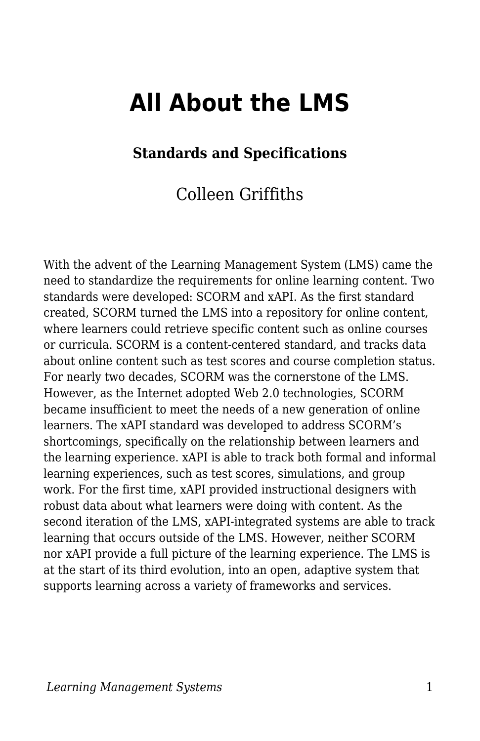# All About the LMS

### Standards and Specifications

Colleen Griffiths

With the advent of the Learning Management System (LMS) came the need to standardize the requirements for online learning content. Two standards were developed: SCORM and xAPI. As the first standard created, SCORM turned the LMS into a repository for online content, where learners could retrieve specific content such as online courses or curricula. SCORM is a content-centered standard, and tracks data about online content such as test scores and course completion status. For nearly two decades, SCORM was the cornerstone of the LMS. However, as the Internet adopted Web 2.0 technologies, SCORM became insufficient to meet the needs of a new generation of online learners. The xAPI standard was developed to address SCORM's shortcomings, specifically on the relationship between learners and the learning experience. xAPI is able to track both formal and informal learning experiences, such as test scores, simulations, and group work. For the first time, xAPI provided instructional designers with robust data about what learners were doing with content. As the second iteration of the LMS, xAPI-integrated systems are able to track learning that occurs outside of the LMS. However, neither SCORM nor xAPI provide a full picture of the learning experience. The LMS is at the start of its third evolution, into an open, adaptive system that supports learning across a variety of frameworks and services.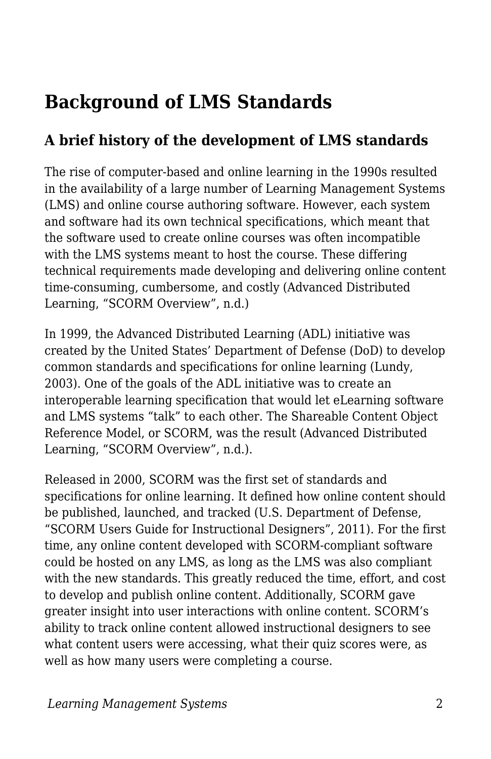# Background of LMS Standards

## A brief history of the development of LMS standards

The rise of computer-based and online learning in the 1990s resulted in the availability of a large number of Learning Management Systems (LMS) and online course authoring software. However, each system and software had its own technical specifications, which meant that the software used to create online courses was often incompatible with the LMS systems meant to host the course. These differing technical requirements made developing and delivering online content time-consuming, cumbersome, and costly (Advanced Distributed Learning, "SCORM Overview", n.d.)

In 1999, the Advanced Distributed Learning (ADL) initiative was created by the United States' Department of Defense (DoD) to develop common standards and specifications for online learning (Lundy, 2003). One of the goals of the ADL initiative was to create an interoperable learning specification that would let eLearning software and LMS systems "talk" to each other. The Shareable Content Object Reference Model, or SCORM, was the result (Advanced Distributed Learning, "SCORM Overview", n.d.).

Released in 2000, SCORM was the first set of standards and specifications for online learning. It defined how online content should be published, launched, and tracked (U.S. Department of Defense, "SCORM Users Guide for Instructional Designers", 2011). For the first time, any online content developed with SCORM-compliant software could be hosted on any LMS, as long as the LMS was also compliant with the new standards. This greatly reduced the time, effort, and cost to develop and publish online content. Additionally, SCORM gave greater insight into user interactions with online content. SCORM's ability to track online content allowed instructional designers to see what content users were accessing, what their quiz scores were, as well as how many users were completing a course.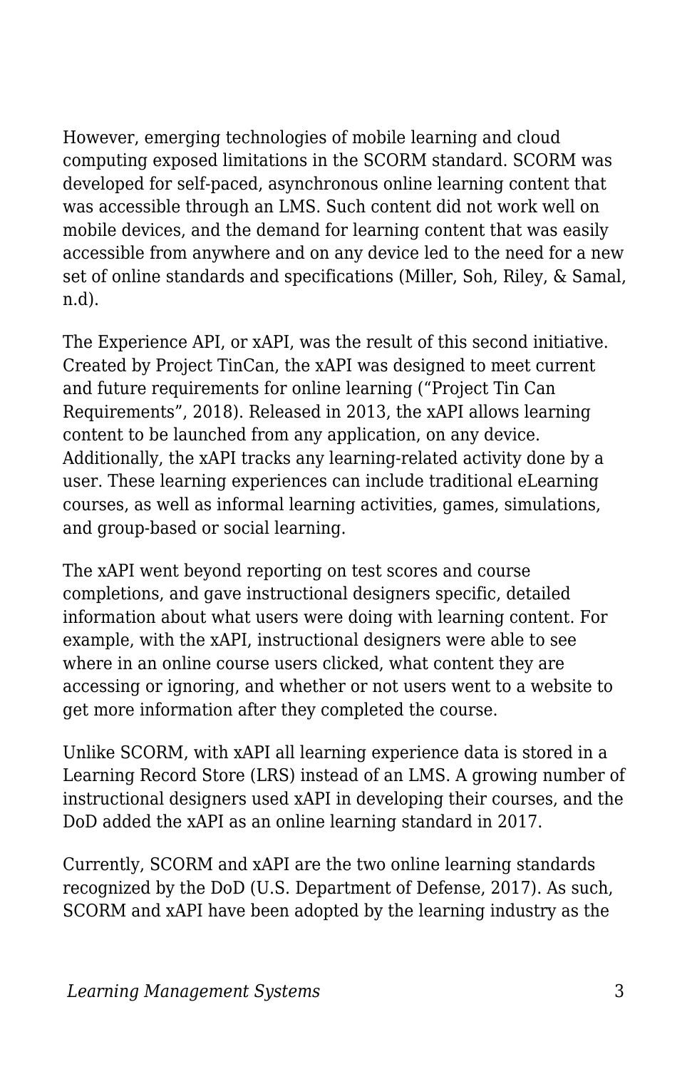However, emerging technologies of mobile learning and cloud computing exposed limitations in the SCORM standard. SCORM was developed for self-paced, asynchronous online learning content that was accessible through an LMS. Such content did not work well on mobile devices, and the demand for learning content that was easily accessible from anywhere and on any device led to the need for a new set of online standards and specifications (Miller, Soh, Riley, & Samal, n.d).

The Experience API, or xAPI, was the result of this second initiative. Created by Project TinCan, the xAPI was designed to meet current and future requirements for online learning ("Project Tin Can Requirements", 2018). Released in 2013, the xAPI allows learning content to be launched from any application, on any device. Additionally, the xAPI tracks any learning-related activity done by a user. These learning experiences can include traditional eLearning courses, as well as informal learning activities, games, simulations, and group-based or social learning.

The xAPI went beyond reporting on test scores and course completions, and gave instructional designers specific, detailed information about what users were doing with learning content. For example, with the xAPI, instructional designers were able to see where in an online course users clicked, what content they are accessing or ignoring, and whether or not users went to a website to get more information after they completed the course.

Unlike SCORM, with xAPI all learning experience data is stored in a Learning Record Store (LRS) instead of an LMS. A growing number of instructional designers used xAPI in developing their courses, and the DoD added the xAPI as an online learning standard in 2017.

Currently, SCORM and xAPI are the two online learning standards recognized by the DoD (U.S. Department of Defense, 2017). As such, SCORM and xAPI have been adopted by the learning industry as the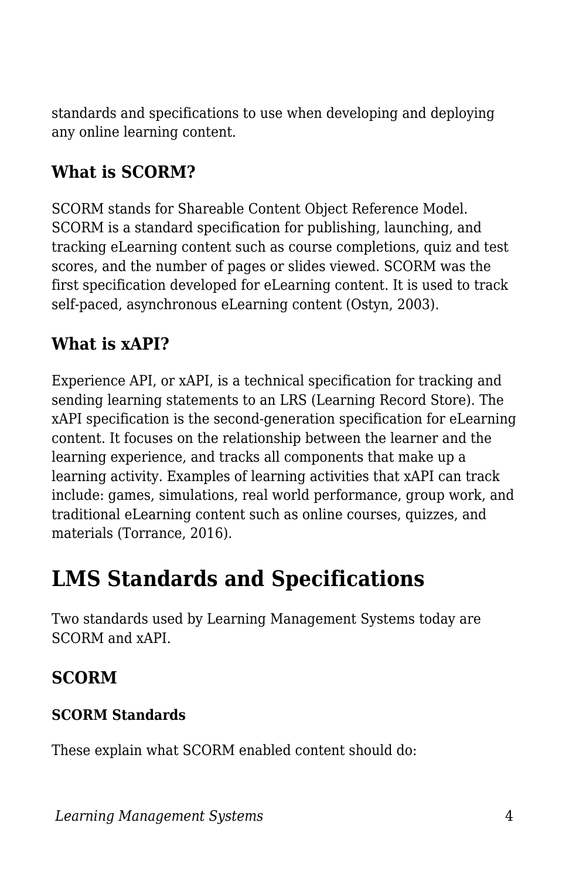standards and specifications to use when developing and deploying any online learning content.

### What is SCORM?

SCORM stands for Shareable Content Object Reference Model. SCORM is a standard specification for publishing, launching, and tracking eLearning content such as course completions, quiz and test scores, and the number of pages or slides viewed. SCORM was the first specification developed for eLearning content. It is used to track self-paced, asynchronous eLearning content (Ostyn, 2003).

### What is xAPI?

Experience API, or xAPI, is a technical specification for tracking and sending learning statements to an LRS (Learning Record Store). The xAPI specification is the second-generation specification for eLearning content. It focuses on the relationship between the learner and the learning experience, and tracks all components that make up a learning activity. Examples of learning activities that xAPI can track include: games, simulations, real world performance, group work, and traditional eLearning content such as online courses, quizzes, and materials (Torrance, 2016).

## LMS Standards and Specifications

Two standards used by Learning Management Systems today are SCORM and xAPI.

### SCORM

#### SCORM Standards

These explain what SCORM enabled content should do: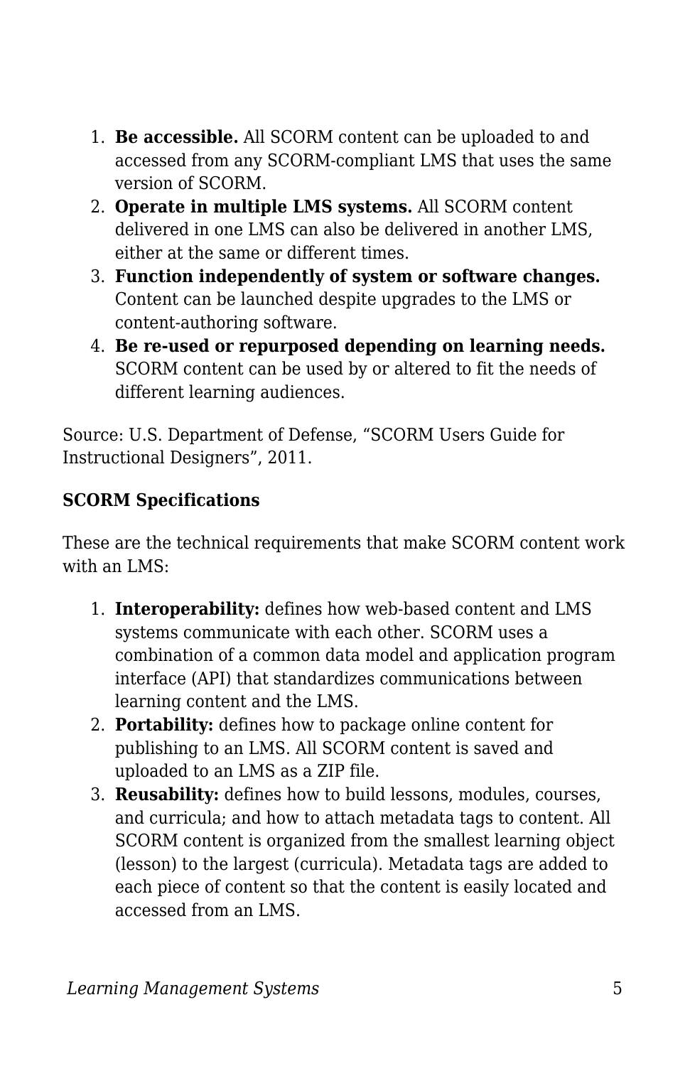1. **Be accessible.** All SCORM content can be uploaded to and accessed from any SCORM-compliant LMS that uses the same version of SCORM.
2. **Operate in multiple LMS systems.** All SCORM content delivered in one LMS can also be delivered in another LMS, either at the same or different times.
3. **Function independently of system or software changes.** Content can be launched despite upgrades to the LMS or content-authoring software.
4. **Be re-used or repurposed depending on learning needs.** SCORM content can be used by or altered to fit the needs of different learning audiences.

Source: U.S. Department of Defense, "SCORM Users Guide for Instructional Designers", 2011.

**SCORM Specifications**

These are the technical requirements that make SCORM content work with an LMS:

1. **Interoperability:** defines how web-based content and LMS systems communicate with each other. SCORM uses a combination of a common data model and application program interface (API) that standardizes communications between learning content and the LMS.
2. **Portability:** defines how to package online content for publishing to an LMS. All SCORM content is saved and uploaded to an LMS as a ZIP file.
3. **Reusability:** defines how to build lessons, modules, courses, and curricula; and how to attach metadata tags to content. All SCORM content is organized from the smallest learning object (lesson) to the largest (curricula). Metadata tags are added to each piece of content so that the content is easily located and accessed from an LMS.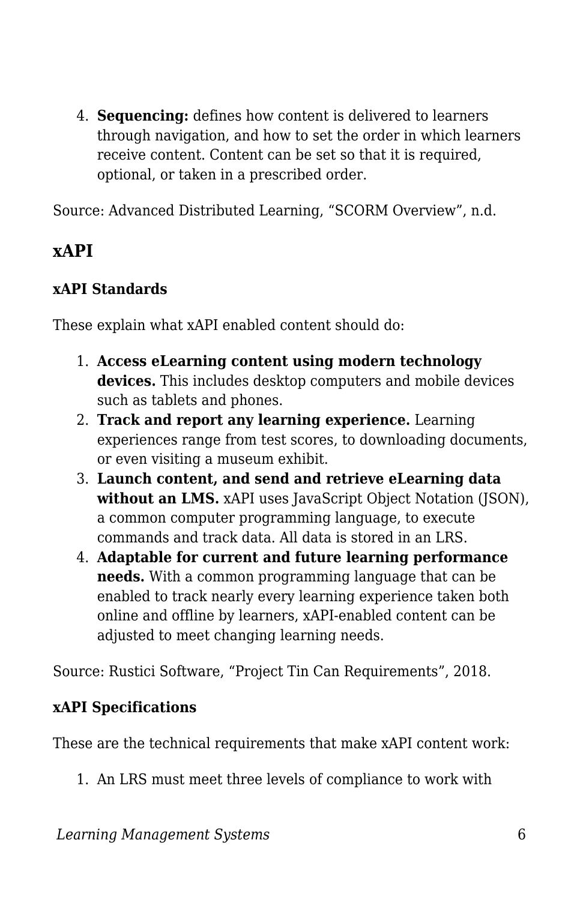4. **Sequencing:** defines how content is delivered to learners through navigation, and how to set the order in which learners receive content. Content can be set so that it is required, optional, or taken in a prescribed order.

Source: Advanced Distributed Learning, “SCORM Overview”, n.d.

## xAPI

### xAPI Standards

These explain what xAPI enabled content should do:

1. **Access eLearning content using modern technology devices.** This includes desktop computers and mobile devices such as tablets and phones.
2. **Track and report any learning experience.** Learning experiences range from test scores, to downloading documents, or even visiting a museum exhibit.
3. **Launch content, and send and retrieve eLearning data without an LMS.** xAPI uses JavaScript Object Notation (JSON), a common computer programming language, to execute commands and track data. All data is stored in an LRS.
4. **Adaptable for current and future learning performance needs.** With a common programming language that can be enabled to track nearly every learning experience taken both online and offline by learners, xAPI-enabled content can be adjusted to meet changing learning needs.

Source: Rustici Software, “Project Tin Can Requirements”, 2018.

### xAPI Specifications

These are the technical requirements that make xAPI content work:

1. An LRS must meet three levels of compliance to work with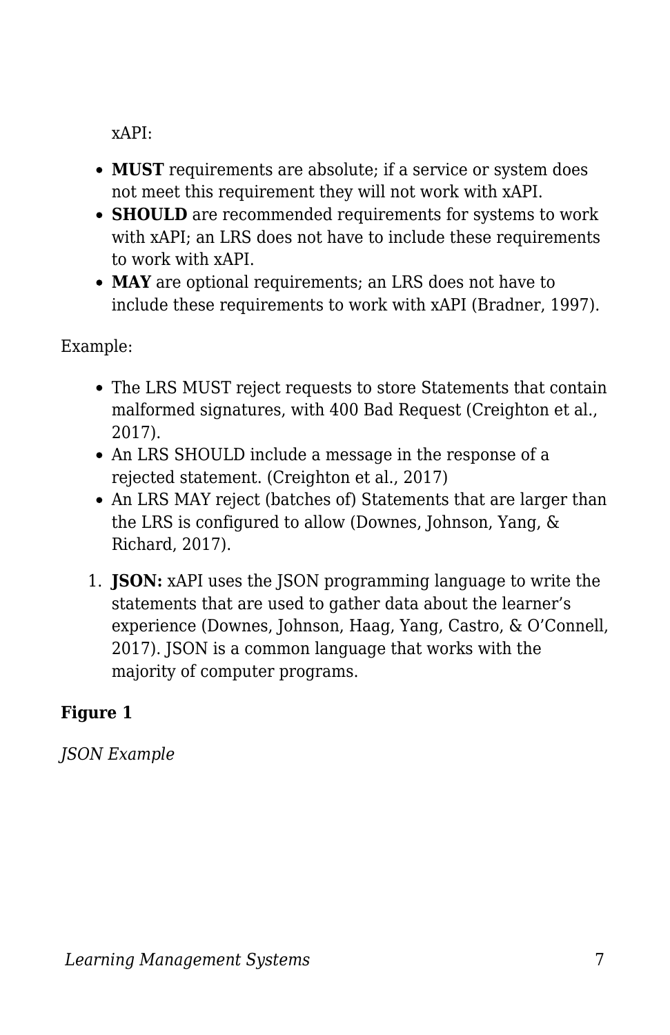xAPI:

- **MUST** requirements are absolute; if a service or system does not meet this requirement they will not work with xAPI.
- **SHOULD** are recommended requirements for systems to work with xAPI; an LRS does not have to include these requirements to work with xAPI.
- **MAY** are optional requirements; an LRS does not have to include these requirements to work with xAPI (Bradner, 1997).

Example:

- The LRS MUST reject requests to store Statements that contain malformed signatures, with 400 Bad Request (Creighton et al., 2017).
- An LRS SHOULD include a message in the response of a rejected statement. (Creighton et al., 2017)
- An LRS MAY reject (batches of) Statements that are larger than the LRS is configured to allow (Downes, Johnson, Yang, & Richard, 2017).

1. **JSON:** xAPI uses the JSON programming language to write the statements that are used to gather data about the learner's experience (Downes, Johnson, Haag, Yang, Castro, & O'Connell, 2017). JSON is a common language that works with the majority of computer programs.

**Figure 1**

*JSON Example*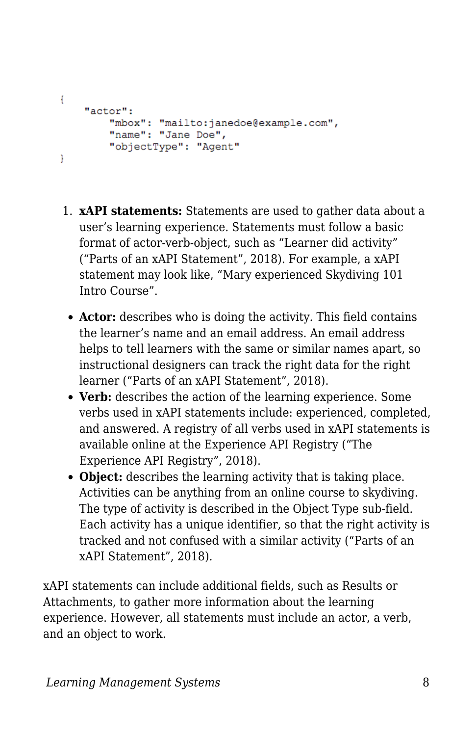```
{
    "actor":
        "mbox": "mailto:janedoe@example.com",
        "name": "Jane Doe",
        "objectType": "Agent"
}
```

1. **xAPI statements:** Statements are used to gather data about a user's learning experience. Statements must follow a basic format of actor-verb-object, such as "Learner did activity" ("Parts of an xAPI Statement", 2018). For example, a xAPI statement may look like, "Mary experienced Skydiving 101 Intro Course".

- **Actor:** describes who is doing the activity. This field contains the learner's name and an email address. An email address helps to tell learners with the same or similar names apart, so instructional designers can track the right data for the right learner ("Parts of an xAPI Statement", 2018).
- **Verb:** describes the action of the learning experience. Some verbs used in xAPI statements include: experienced, completed, and answered. A registry of all verbs used in xAPI statements is available online at the Experience API Registry ("The Experience API Registry", 2018).
- **Object:** describes the learning activity that is taking place. Activities can be anything from an online course to skydiving. The type of activity is described in the Object Type sub-field. Each activity has a unique identifier, so that the right activity is tracked and not confused with a similar activity ("Parts of an xAPI Statement", 2018).

xAPI statements can include additional fields, such as Results or Attachments, to gather more information about the learning experience. However, all statements must include an actor, a verb, and an object to work.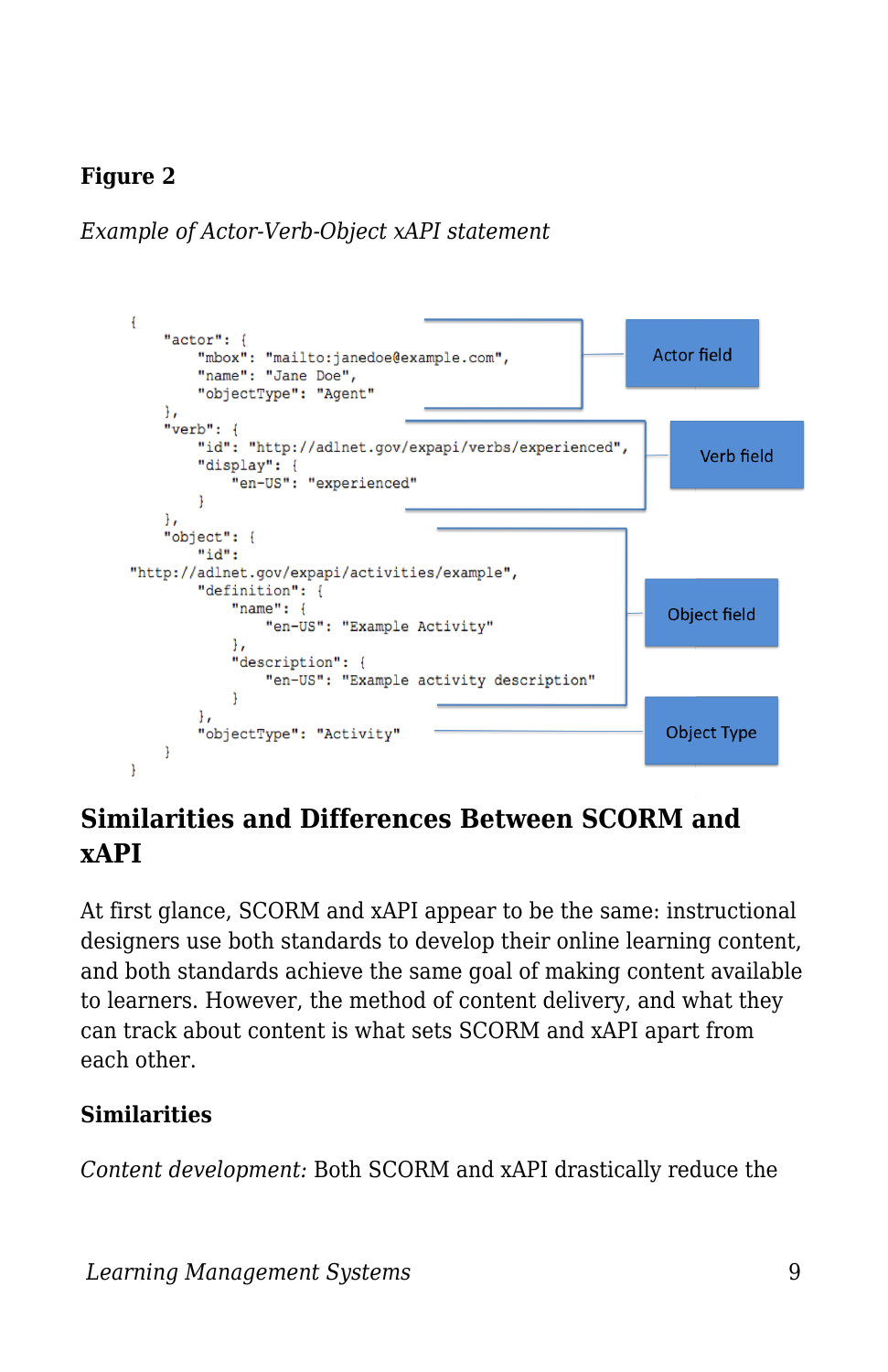**Figure 2**

*Example of Actor-Verb-Object xAPI statement*

```
{
    "actor": {
        "mbox": "mailto:janedoe@example.com",
        "name": "Jane Doe",
        "objectType": "Agent"
    },
    "verb": {
        "id": "http://adlnet.gov/expapi/verbs/experienced",
        "display": {
            "en-US": "experienced"
        }
    },
    "object": {
        "id":
"http://adlnet.gov/expapi/activities/example",
        "definition": {
            "name": {
                "en-US": "Example Activity"
            },
            "description": {
                "en-US": "Example activity description"
            }
        },
        "objectType": "Activity"
    }
}
```

Actor field

Verb field

Object field

Object Type

## Similarities and Differences Between SCORM and xAPI

At first glance, SCORM and xAPI appear to be the same: instructional designers use both standards to develop their online learning content, and both standards achieve the same goal of making content available to learners. However, the method of content delivery, and what they can track about content is what sets SCORM and xAPI apart from each other.

### Similarities

*Content development:* Both SCORM and xAPI drastically reduce the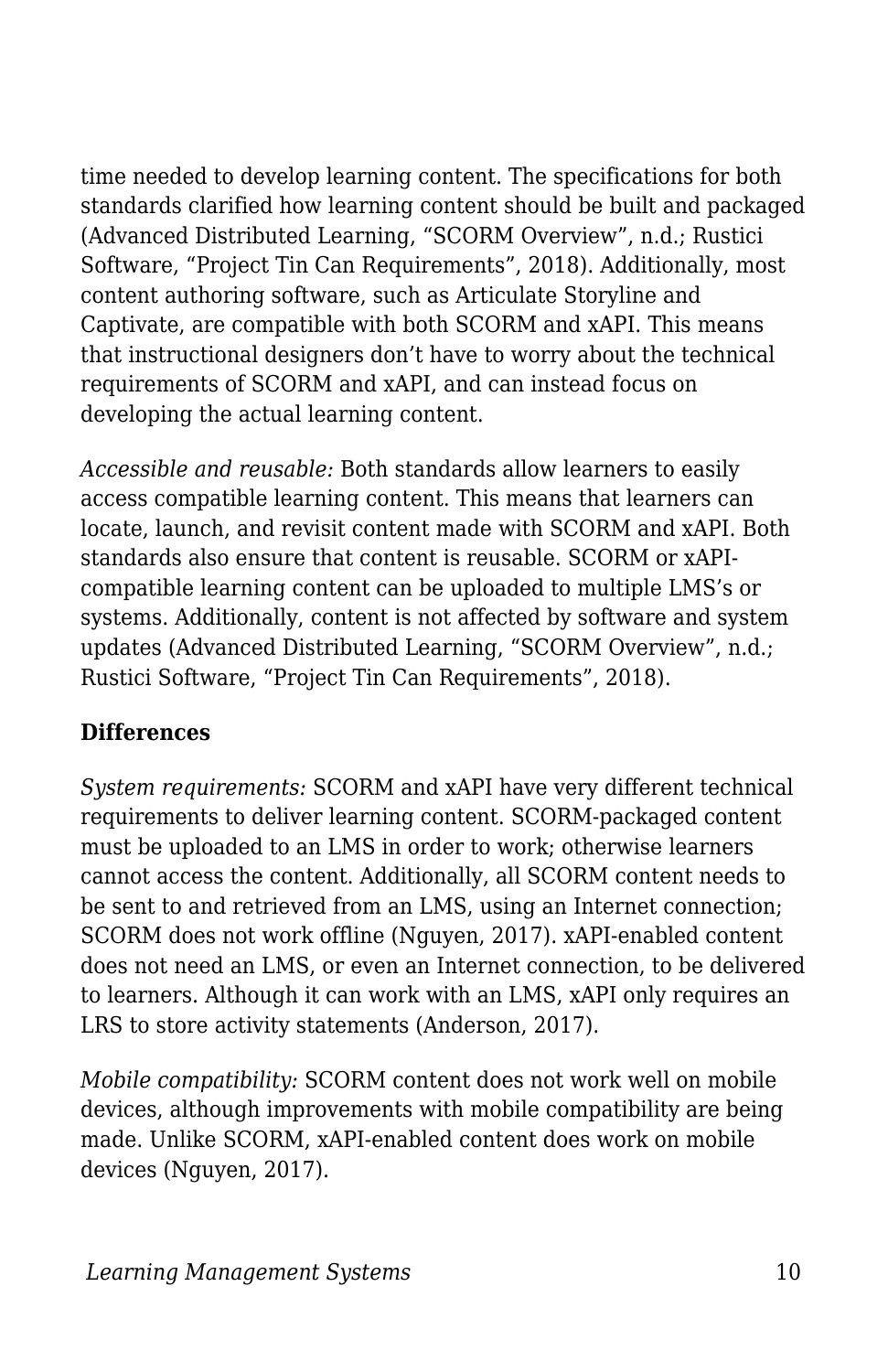time needed to develop learning content. The specifications for both standards clarified how learning content should be built and packaged (Advanced Distributed Learning, “SCORM Overview”, n.d.; Rustici Software, “Project Tin Can Requirements”, 2018). Additionally, most content authoring software, such as Articulate Storyline and Captivate, are compatible with both SCORM and xAPI. This means that instructional designers don’t have to worry about the technical requirements of SCORM and xAPI, and can instead focus on developing the actual learning content.

*Accessible and reusable:* Both standards allow learners to easily access compatible learning content. This means that learners can locate, launch, and revisit content made with SCORM and xAPI. Both standards also ensure that content is reusable. SCORM or xAPI-compatible learning content can be uploaded to multiple LMS’s or systems. Additionally, content is not affected by software and system updates (Advanced Distributed Learning, “SCORM Overview”, n.d.; Rustici Software, “Project Tin Can Requirements”, 2018).

**Differences**

*System requirements:* SCORM and xAPI have very different technical requirements to deliver learning content. SCORM-packaged content must be uploaded to an LMS in order to work; otherwise learners cannot access the content. Additionally, all SCORM content needs to be sent to and retrieved from an LMS, using an Internet connection; SCORM does not work offline (Nguyen, 2017). xAPI-enabled content does not need an LMS, or even an Internet connection, to be delivered to learners. Although it can work with an LMS, xAPI only requires an LRS to store activity statements (Anderson, 2017).

*Mobile compatibility:* SCORM content does not work well on mobile devices, although improvements with mobile compatibility are being made. Unlike SCORM, xAPI-enabled content does work on mobile devices (Nguyen, 2017).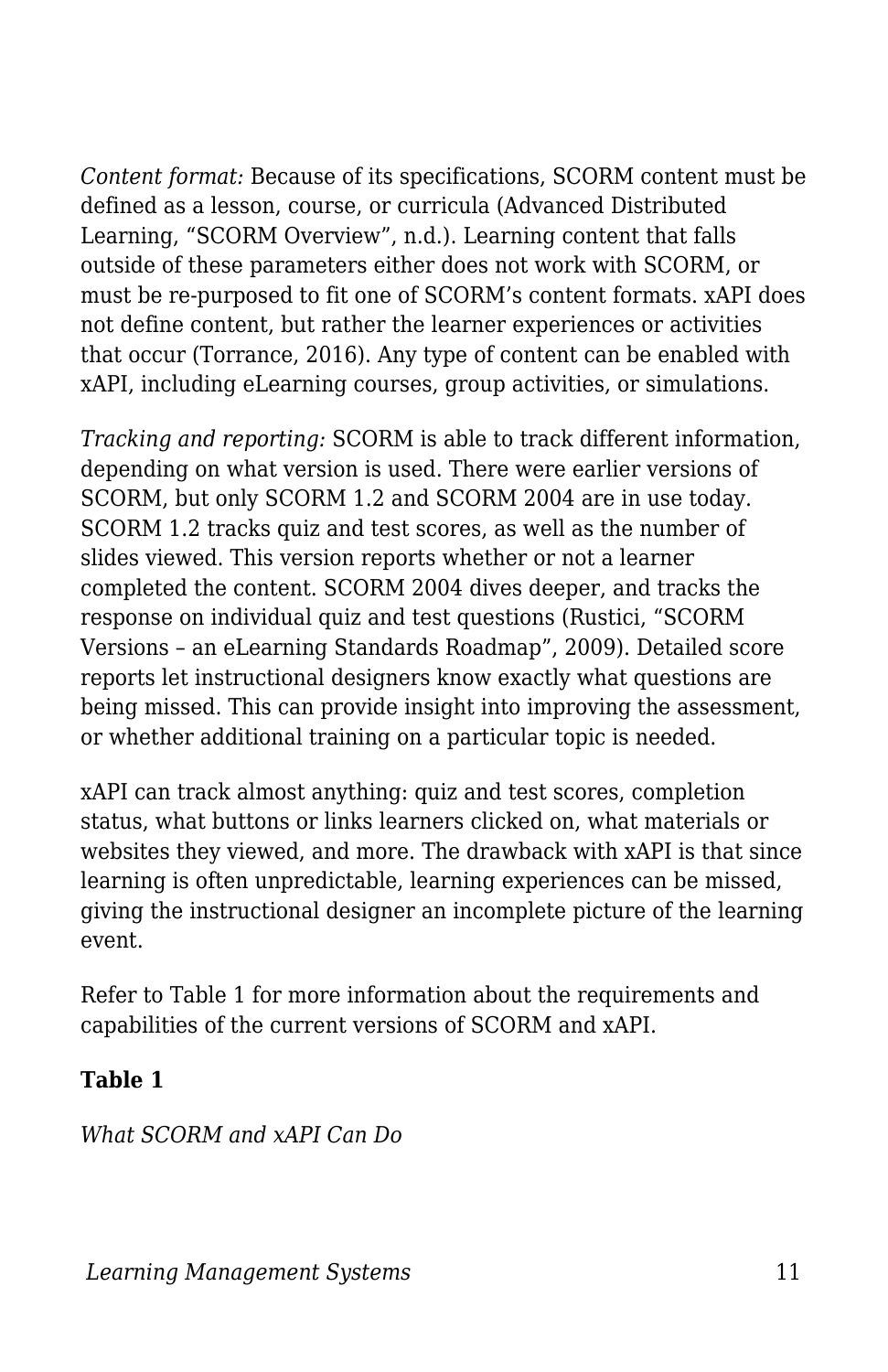*Content format:* Because of its specifications, SCORM content must be defined as a lesson, course, or curricula (Advanced Distributed Learning, “SCORM Overview”, n.d.). Learning content that falls outside of these parameters either does not work with SCORM, or must be re-purposed to fit one of SCORM’s content formats. xAPI does not define content, but rather the learner experiences or activities that occur (Torrance, 2016). Any type of content can be enabled with xAPI, including eLearning courses, group activities, or simulations.

*Tracking and reporting:* SCORM is able to track different information, depending on what version is used. There were earlier versions of SCORM, but only SCORM 1.2 and SCORM 2004 are in use today. SCORM 1.2 tracks quiz and test scores, as well as the number of slides viewed. This version reports whether or not a learner completed the content. SCORM 2004 dives deeper, and tracks the response on individual quiz and test questions (Rustici, “SCORM Versions – an eLearning Standards Roadmap”, 2009). Detailed score reports let instructional designers know exactly what questions are being missed. This can provide insight into improving the assessment, or whether additional training on a particular topic is needed.

xAPI can track almost anything: quiz and test scores, completion status, what buttons or links learners clicked on, what materials or websites they viewed, and more. The drawback with xAPI is that since learning is often unpredictable, learning experiences can be missed, giving the instructional designer an incomplete picture of the learning event.

Refer to Table 1 for more information about the requirements and capabilities of the current versions of SCORM and xAPI.

**Table 1**

*What SCORM and xAPI Can Do*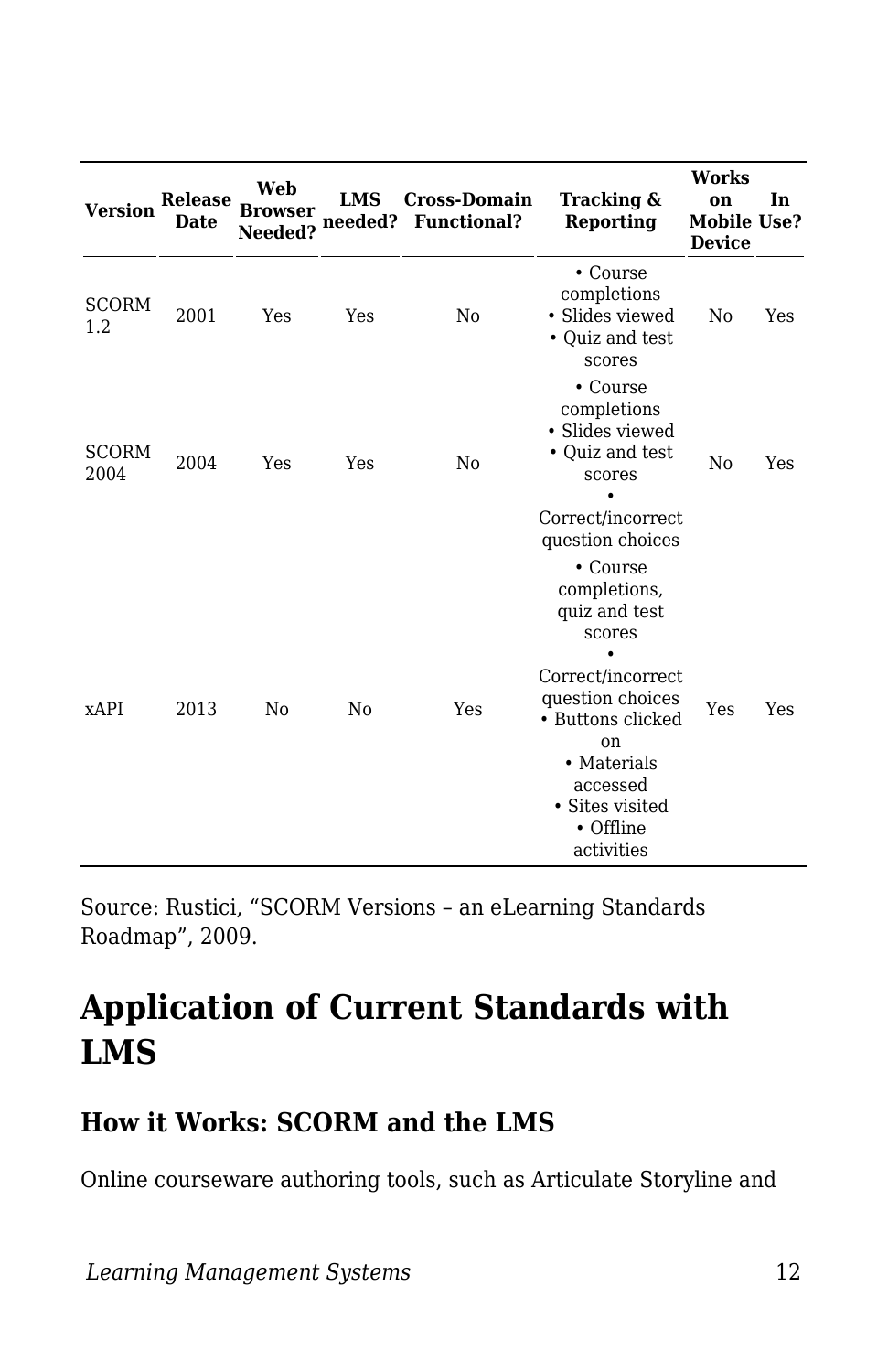| Version | Release Date | Web Browser Needed? | LMS needed? | Cross-Domain Functional? | Tracking & Reporting | Works on Mobile Device | In Use? |
|---|---|---|---|---|---|---|---|
| SCORM 1.2 | 2001 | Yes | Yes | No | • Course completions<br>• Slides viewed<br>• Quiz and test scores | No | Yes |
| SCORM 2004 | 2004 | Yes | Yes | No | • Course completions<br>• Slides viewed<br>• Quiz and test scores<br>• Correct/incorrect question choices | No | Yes |
| xAPI | 2013 | No | No | Yes | • Course completions, quiz and test scores<br>• Correct/incorrect question choices<br>• Buttons clicked on<br>• Materials accessed<br>• Sites visited<br>• Offline activities | Yes | Yes |

Source: Rustici, "SCORM Versions – an eLearning Standards Roadmap", 2009.

## Application of Current Standards with LMS

### How it Works: SCORM and the LMS

Online courseware authoring tools, such as Articulate Storyline and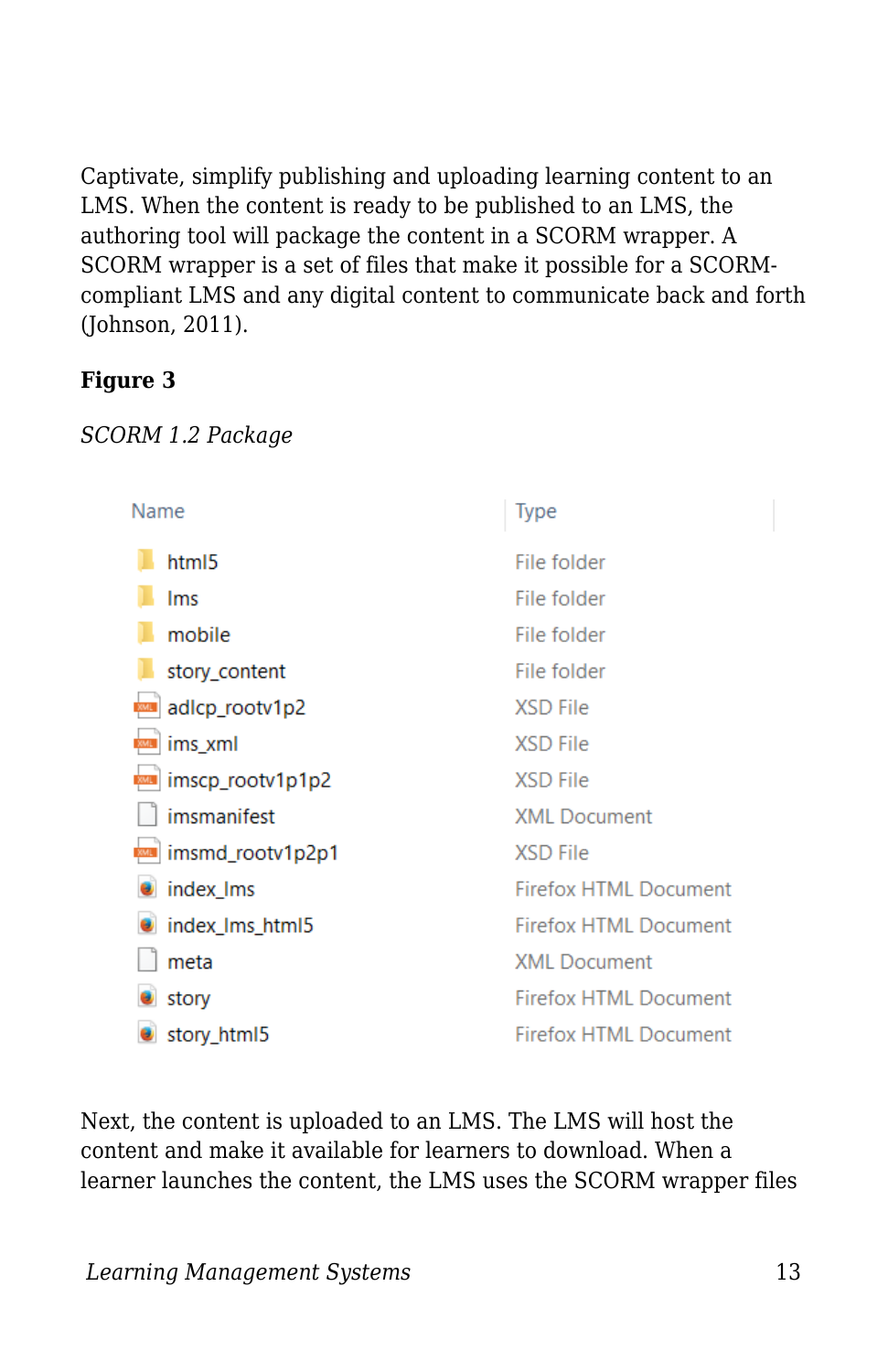Captivate, simplify publishing and uploading learning content to an LMS. When the content is ready to be published to an LMS, the authoring tool will package the content in a SCORM wrapper. A SCORM wrapper is a set of files that make it possible for a SCORM-compliant LMS and any digital content to communicate back and forth (Johnson, 2011).

**Figure 3**

*SCORM 1.2 Package*

| Name | Type |
|---|---|
| html5 | File folder |
| lms | File folder |
| mobile | File folder |
| story_content | File folder |
| adlcp_rootv1p2 | XSD File |
| ims_xml | XSD File |
| imscp_rootv1p1p2 | XSD File |
| imsmanifest | XML Document |
| imsmd_rootv1p2p1 | XSD File |
| index_lms | Firefox HTML Document |
| index_lms_html5 | Firefox HTML Document |
| meta | XML Document |
| story | Firefox HTML Document |
| story_html5 | Firefox HTML Document |

Next, the content is uploaded to an LMS. The LMS will host the content and make it available for learners to download. When a learner launches the content, the LMS uses the SCORM wrapper files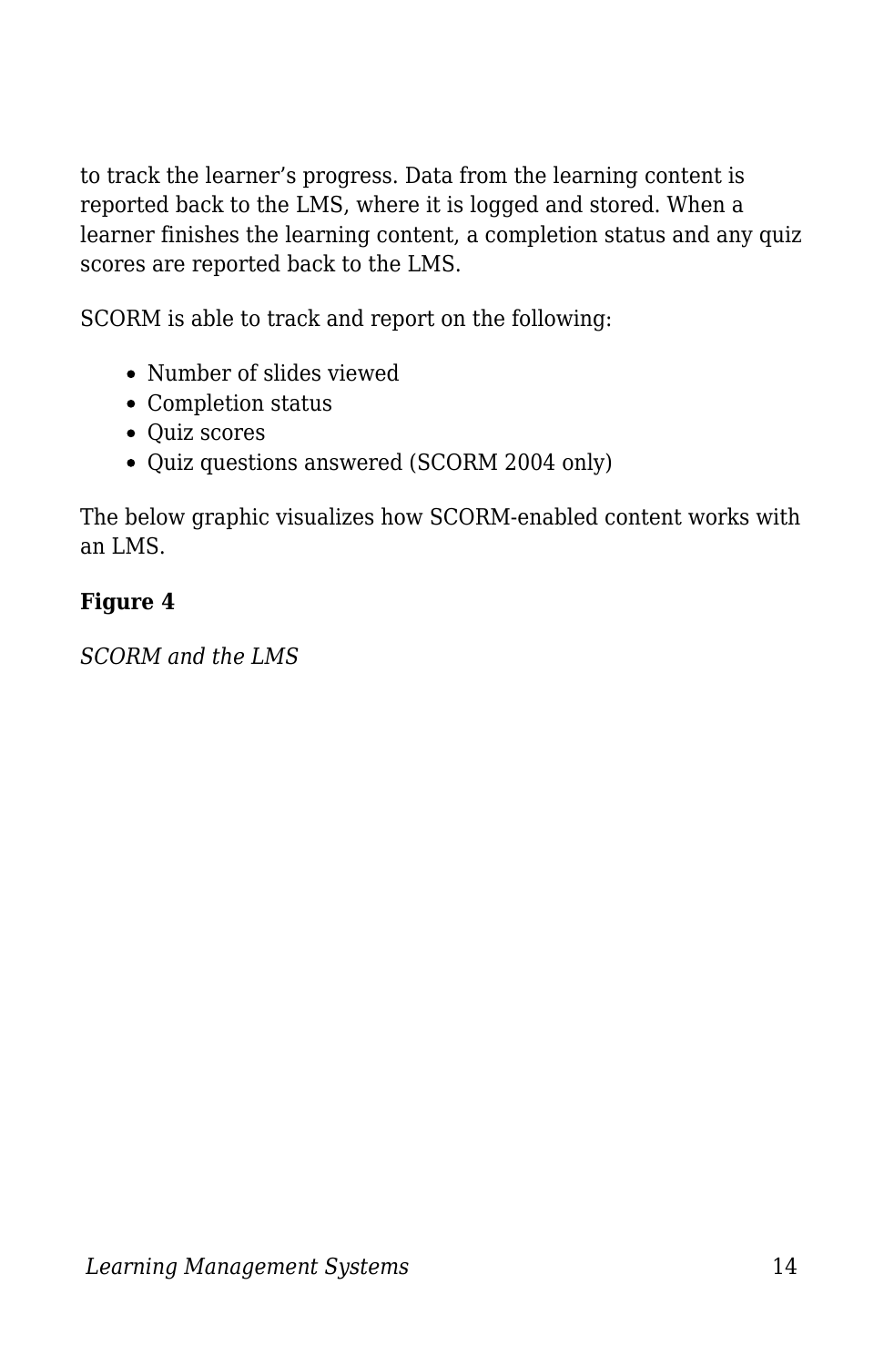to track the learner’s progress. Data from the learning content is reported back to the LMS, where it is logged and stored. When a learner finishes the learning content, a completion status and any quiz scores are reported back to the LMS.

SCORM is able to track and report on the following:

- Number of slides viewed
- Completion status
- Quiz scores
- Quiz questions answered (SCORM 2004 only)

The below graphic visualizes how SCORM-enabled content works with an LMS.

**Figure 4**

*SCORM and the LMS*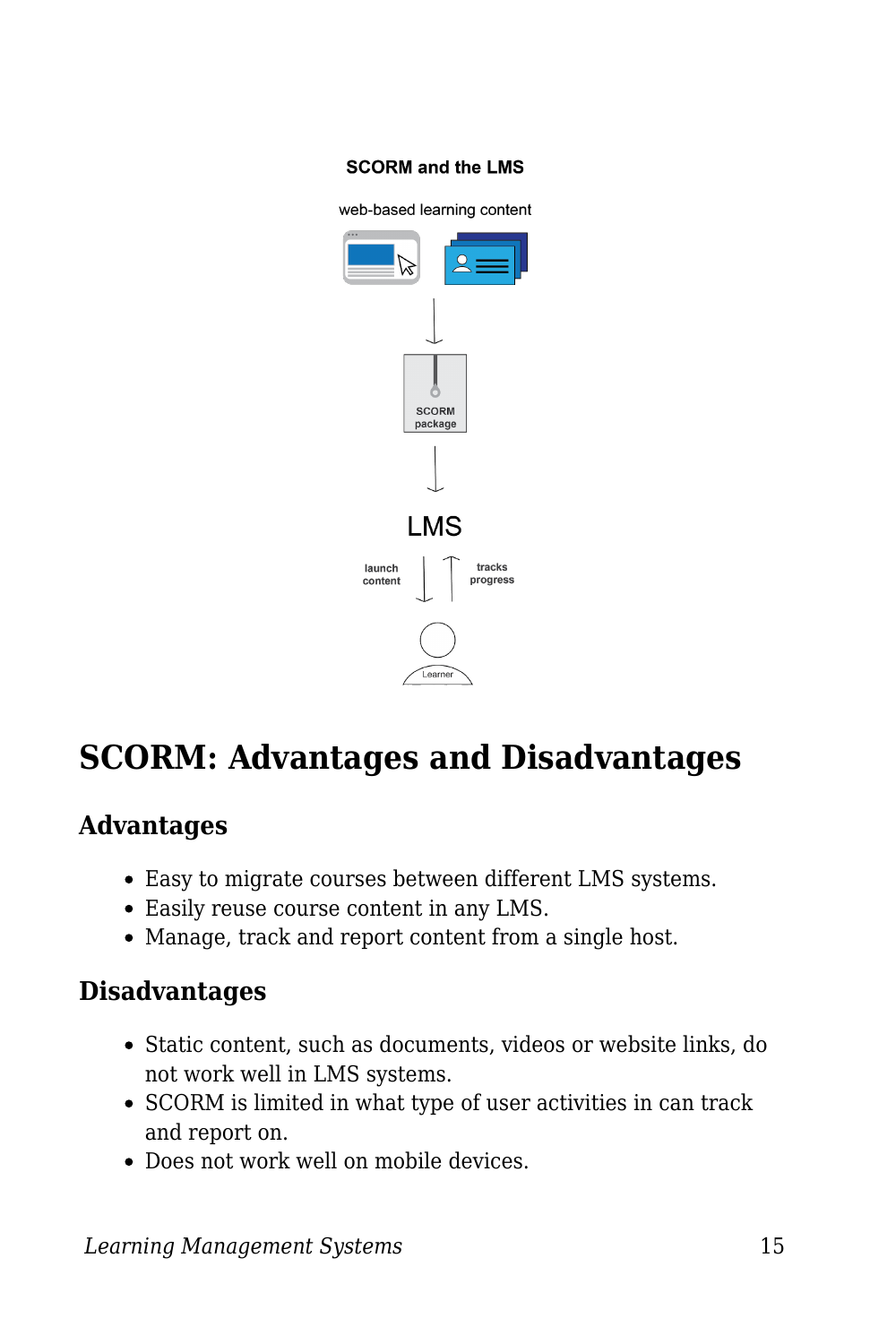## SCORM: Advantages and Disadvantages

### Advantages

- Easy to migrate courses between different LMS systems.
- Easily reuse course content in any LMS.
- Manage, track and report content from a single host.

### Disadvantages

- Static content, such as documents, videos or website links, do not work well in LMS systems.
- SCORM is limited in what type of user activities in can track and report on.
- Does not work well on mobile devices.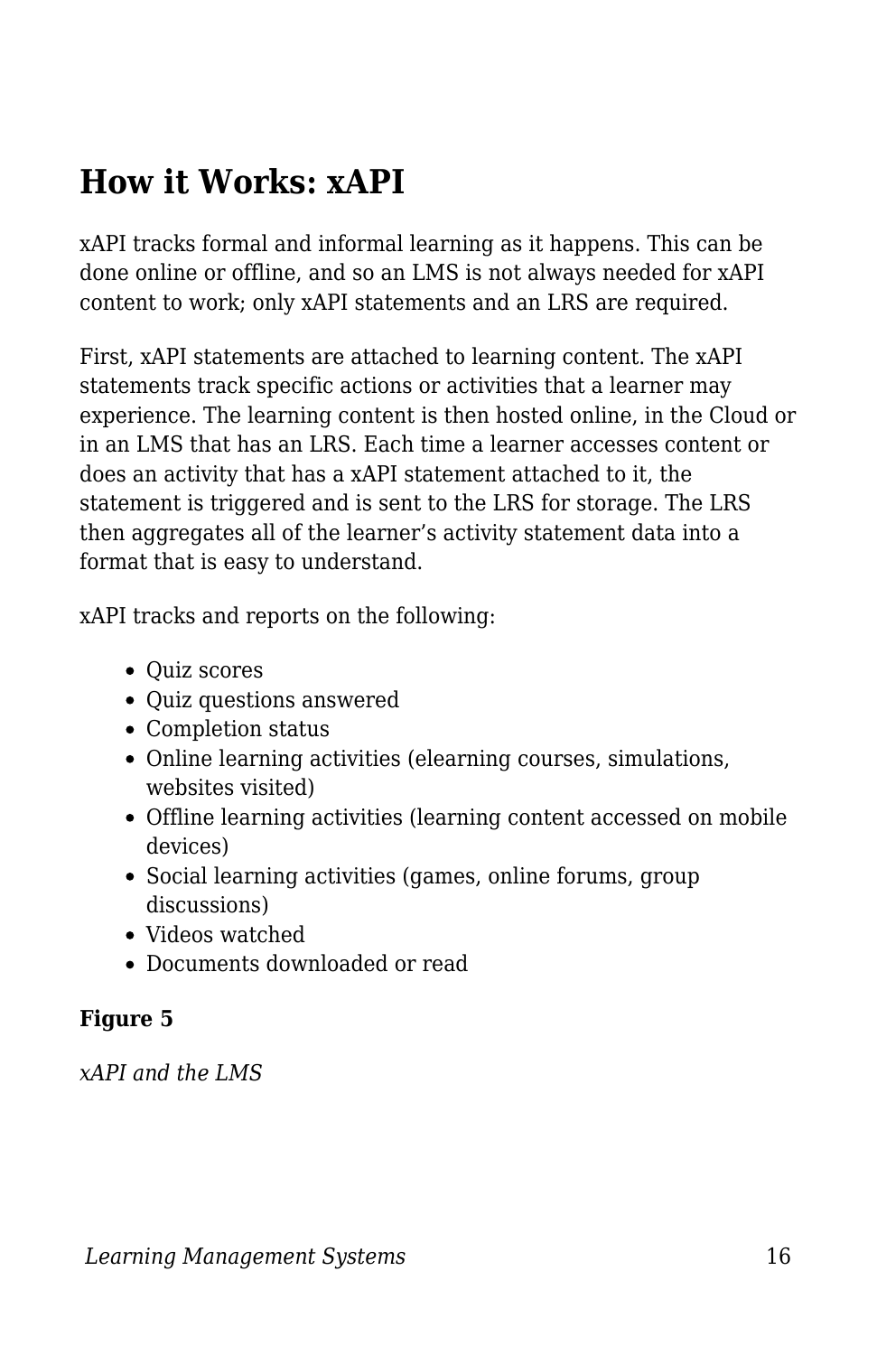## How it Works: xAPI

xAPI tracks formal and informal learning as it happens. This can be done online or offline, and so an LMS is not always needed for xAPI content to work; only xAPI statements and an LRS are required.

First, xAPI statements are attached to learning content. The xAPI statements track specific actions or activities that a learner may experience. The learning content is then hosted online, in the Cloud or in an LMS that has an LRS. Each time a learner accesses content or does an activity that has a xAPI statement attached to it, the statement is triggered and is sent to the LRS for storage. The LRS then aggregates all of the learner's activity statement data into a format that is easy to understand.

xAPI tracks and reports on the following:

- Quiz scores
- Quiz questions answered
- Completion status
- Online learning activities (elearning courses, simulations, websites visited)
- Offline learning activities (learning content accessed on mobile devices)
- Social learning activities (games, online forums, group discussions)
- Videos watched
- Documents downloaded or read

**Figure 5**

*xAPI and the LMS*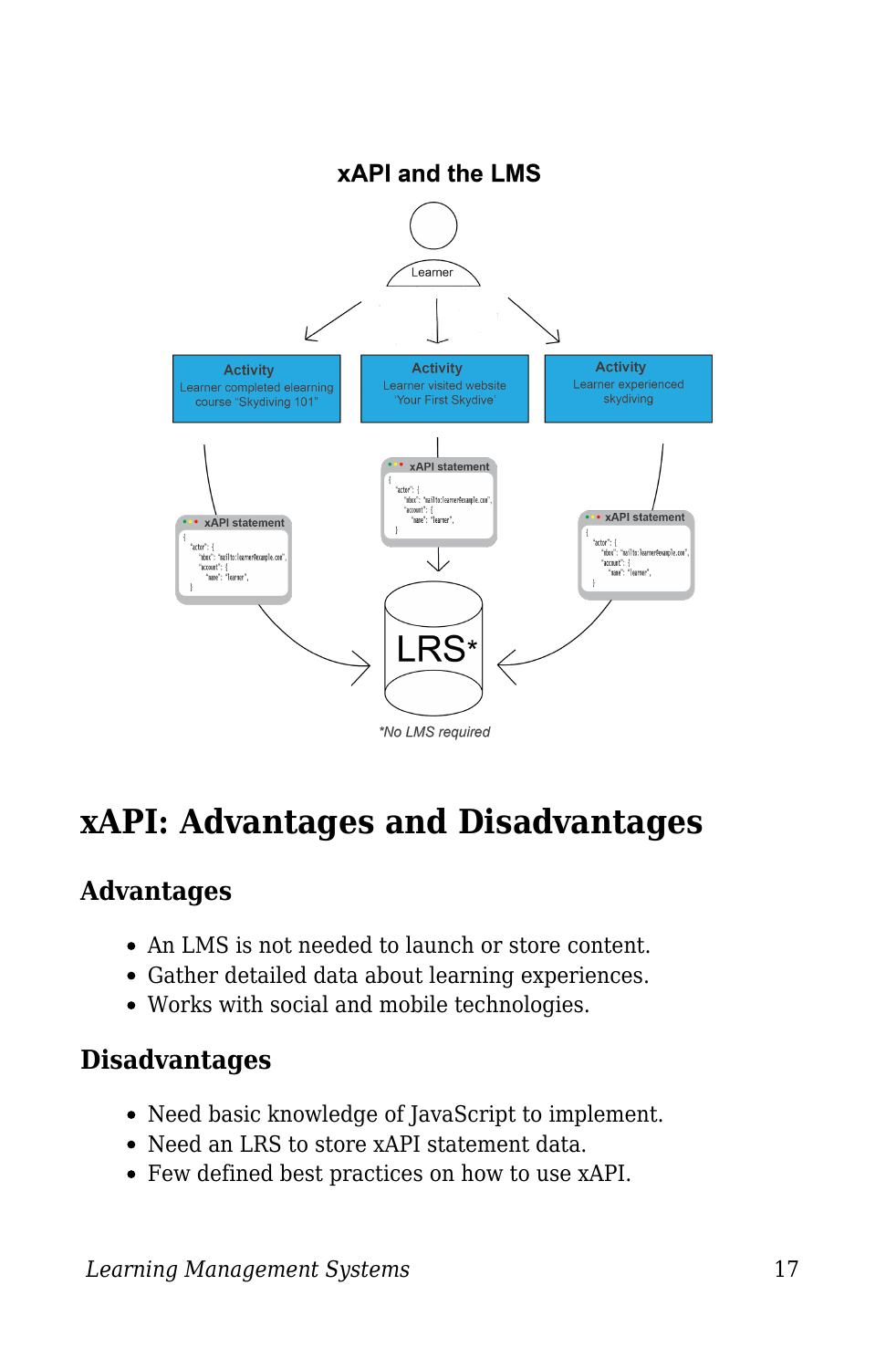## xAPI and the LMS

Learner

Activity
Learner completed elearning course "Skydiving 101"

Activity
Learner visited website 'Your First Skydive'

Activity
Learner experienced skydiving

xAPI statement

LRS*

*No LMS required

# xAPI: Advantages and Disadvantages

## Advantages

- An LMS is not needed to launch or store content.
- Gather detailed data about learning experiences.
- Works with social and mobile technologies.

## Disadvantages

- Need basic knowledge of JavaScript to implement.
- Need an LRS to store xAPI statement data.
- Few defined best practices on how to use xAPI.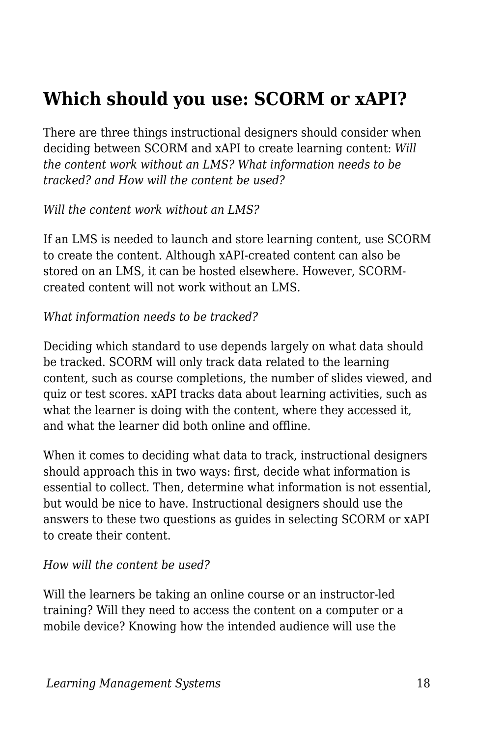## Which should you use: SCORM or xAPI?

There are three things instructional designers should consider when deciding between SCORM and xAPI to create learning content: *Will the content work without an LMS? What information needs to be tracked? and How will the content be used?*

*Will the content work without an LMS?*

If an LMS is needed to launch and store learning content, use SCORM to create the content. Although xAPI-created content can also be stored on an LMS, it can be hosted elsewhere. However, SCORM-created content will not work without an LMS.

*What information needs to be tracked?*

Deciding which standard to use depends largely on what data should be tracked. SCORM will only track data related to the learning content, such as course completions, the number of slides viewed, and quiz or test scores. xAPI tracks data about learning activities, such as what the learner is doing with the content, where they accessed it, and what the learner did both online and offline.

When it comes to deciding what data to track, instructional designers should approach this in two ways: first, decide what information is essential to collect. Then, determine what information is not essential, but would be nice to have. Instructional designers should use the answers to these two questions as guides in selecting SCORM or xAPI to create their content.

*How will the content be used?*

Will the learners be taking an online course or an instructor-led training? Will they need to access the content on a computer or a mobile device? Knowing how the intended audience will use the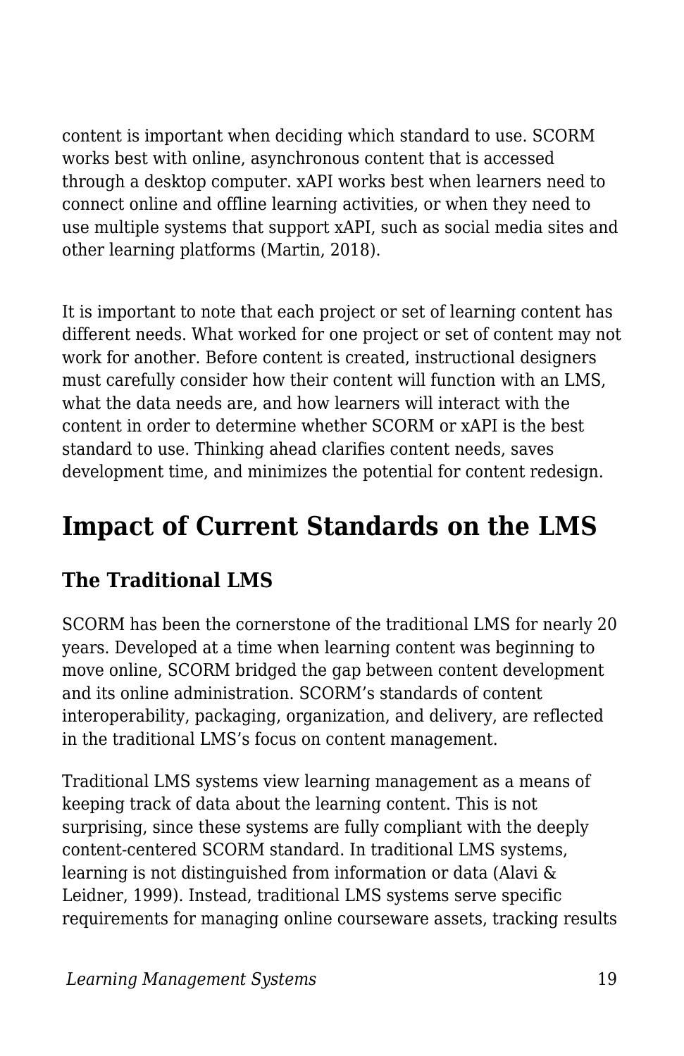content is important when deciding which standard to use. SCORM works best with online, asynchronous content that is accessed through a desktop computer. xAPI works best when learners need to connect online and offline learning activities, or when they need to use multiple systems that support xAPI, such as social media sites and other learning platforms (Martin, 2018).

It is important to note that each project or set of learning content has different needs. What worked for one project or set of content may not work for another. Before content is created, instructional designers must carefully consider how their content will function with an LMS, what the data needs are, and how learners will interact with the content in order to determine whether SCORM or xAPI is the best standard to use. Thinking ahead clarifies content needs, saves development time, and minimizes the potential for content redesign.

## Impact of Current Standards on the LMS

### The Traditional LMS

SCORM has been the cornerstone of the traditional LMS for nearly 20 years. Developed at a time when learning content was beginning to move online, SCORM bridged the gap between content development and its online administration. SCORM's standards of content interoperability, packaging, organization, and delivery, are reflected in the traditional LMS's focus on content management.

Traditional LMS systems view learning management as a means of keeping track of data about the learning content. This is not surprising, since these systems are fully compliant with the deeply content-centered SCORM standard. In traditional LMS systems, learning is not distinguished from information or data (Alavi & Leidner, 1999). Instead, traditional LMS systems serve specific requirements for managing online courseware assets, tracking results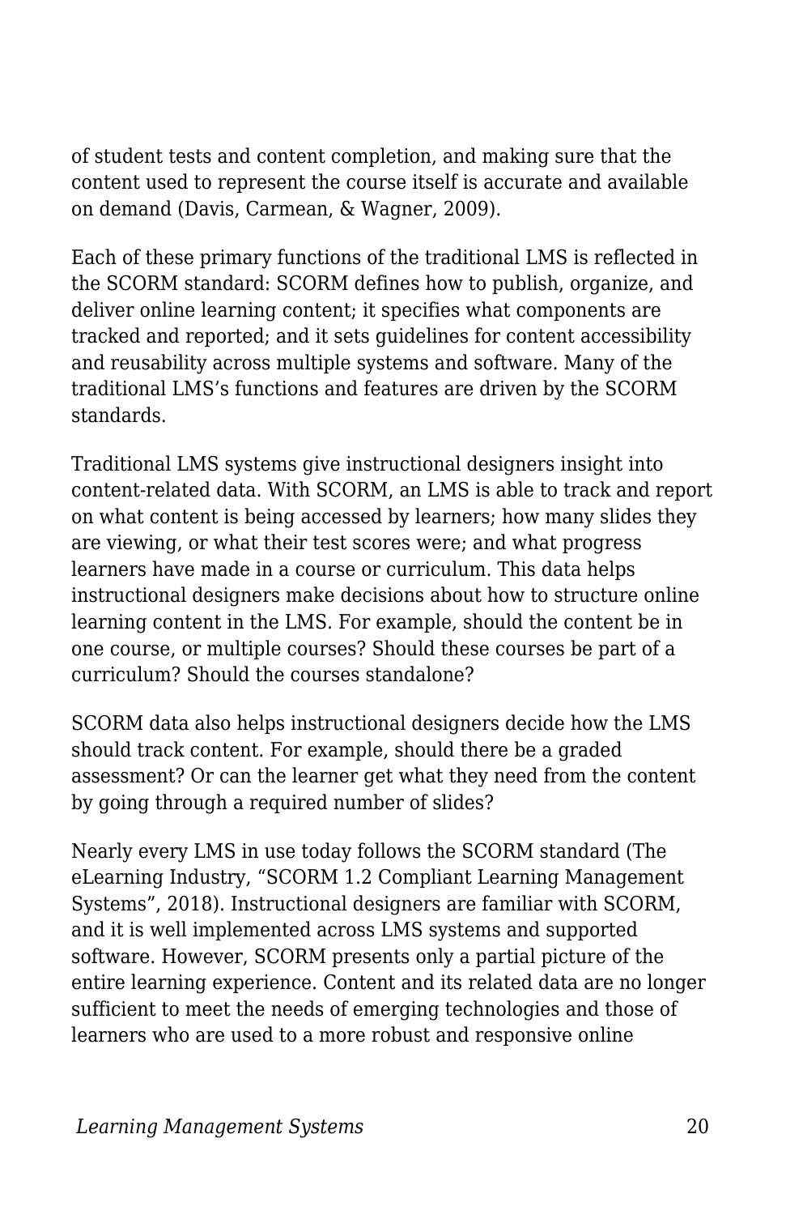of student tests and content completion, and making sure that the content used to represent the course itself is accurate and available on demand (Davis, Carmean, & Wagner, 2009).

Each of these primary functions of the traditional LMS is reflected in the SCORM standard: SCORM defines how to publish, organize, and deliver online learning content; it specifies what components are tracked and reported; and it sets guidelines for content accessibility and reusability across multiple systems and software. Many of the traditional LMS's functions and features are driven by the SCORM standards.

Traditional LMS systems give instructional designers insight into content-related data. With SCORM, an LMS is able to track and report on what content is being accessed by learners; how many slides they are viewing, or what their test scores were; and what progress learners have made in a course or curriculum. This data helps instructional designers make decisions about how to structure online learning content in the LMS. For example, should the content be in one course, or multiple courses? Should these courses be part of a curriculum? Should the courses standalone?

SCORM data also helps instructional designers decide how the LMS should track content. For example, should there be a graded assessment? Or can the learner get what they need from the content by going through a required number of slides?

Nearly every LMS in use today follows the SCORM standard (The eLearning Industry, "SCORM 1.2 Compliant Learning Management Systems", 2018). Instructional designers are familiar with SCORM, and it is well implemented across LMS systems and supported software. However, SCORM presents only a partial picture of the entire learning experience. Content and its related data are no longer sufficient to meet the needs of emerging technologies and those of learners who are used to a more robust and responsive online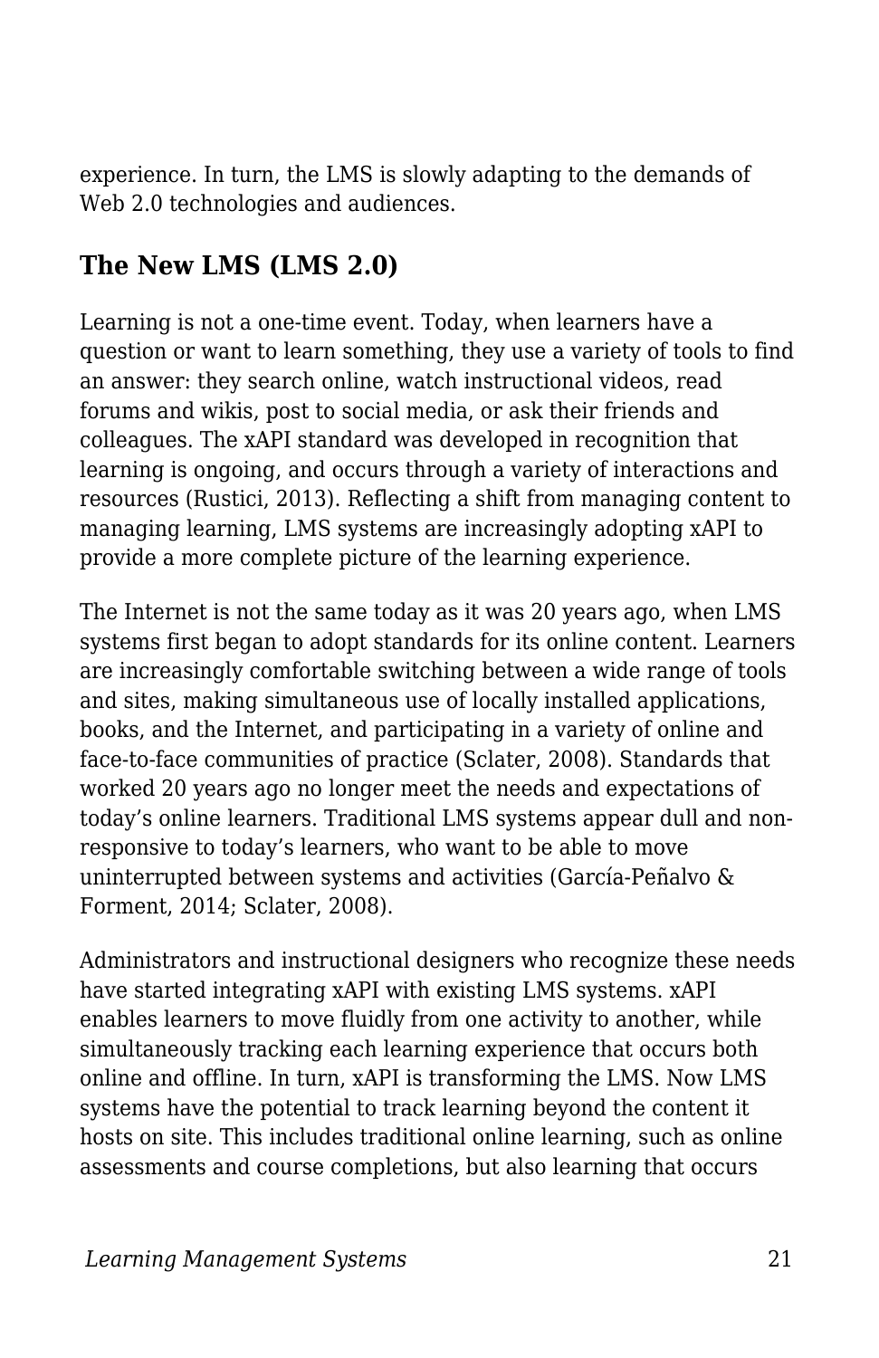experience. In turn, the LMS is slowly adapting to the demands of Web 2.0 technologies and audiences.

## The New LMS (LMS 2.0)

Learning is not a one-time event. Today, when learners have a question or want to learn something, they use a variety of tools to find an answer: they search online, watch instructional videos, read forums and wikis, post to social media, or ask their friends and colleagues. The xAPI standard was developed in recognition that learning is ongoing, and occurs through a variety of interactions and resources (Rustici, 2013). Reflecting a shift from managing content to managing learning, LMS systems are increasingly adopting xAPI to provide a more complete picture of the learning experience.

The Internet is not the same today as it was 20 years ago, when LMS systems first began to adopt standards for its online content. Learners are increasingly comfortable switching between a wide range of tools and sites, making simultaneous use of locally installed applications, books, and the Internet, and participating in a variety of online and face-to-face communities of practice (Sclater, 2008). Standards that worked 20 years ago no longer meet the needs and expectations of today's online learners. Traditional LMS systems appear dull and non-responsive to today's learners, who want to be able to move uninterrupted between systems and activities (García-Peñalvo & Forment, 2014; Sclater, 2008).

Administrators and instructional designers who recognize these needs have started integrating xAPI with existing LMS systems. xAPI enables learners to move fluidly from one activity to another, while simultaneously tracking each learning experience that occurs both online and offline. In turn, xAPI is transforming the LMS. Now LMS systems have the potential to track learning beyond the content it hosts on site. This includes traditional online learning, such as online assessments and course completions, but also learning that occurs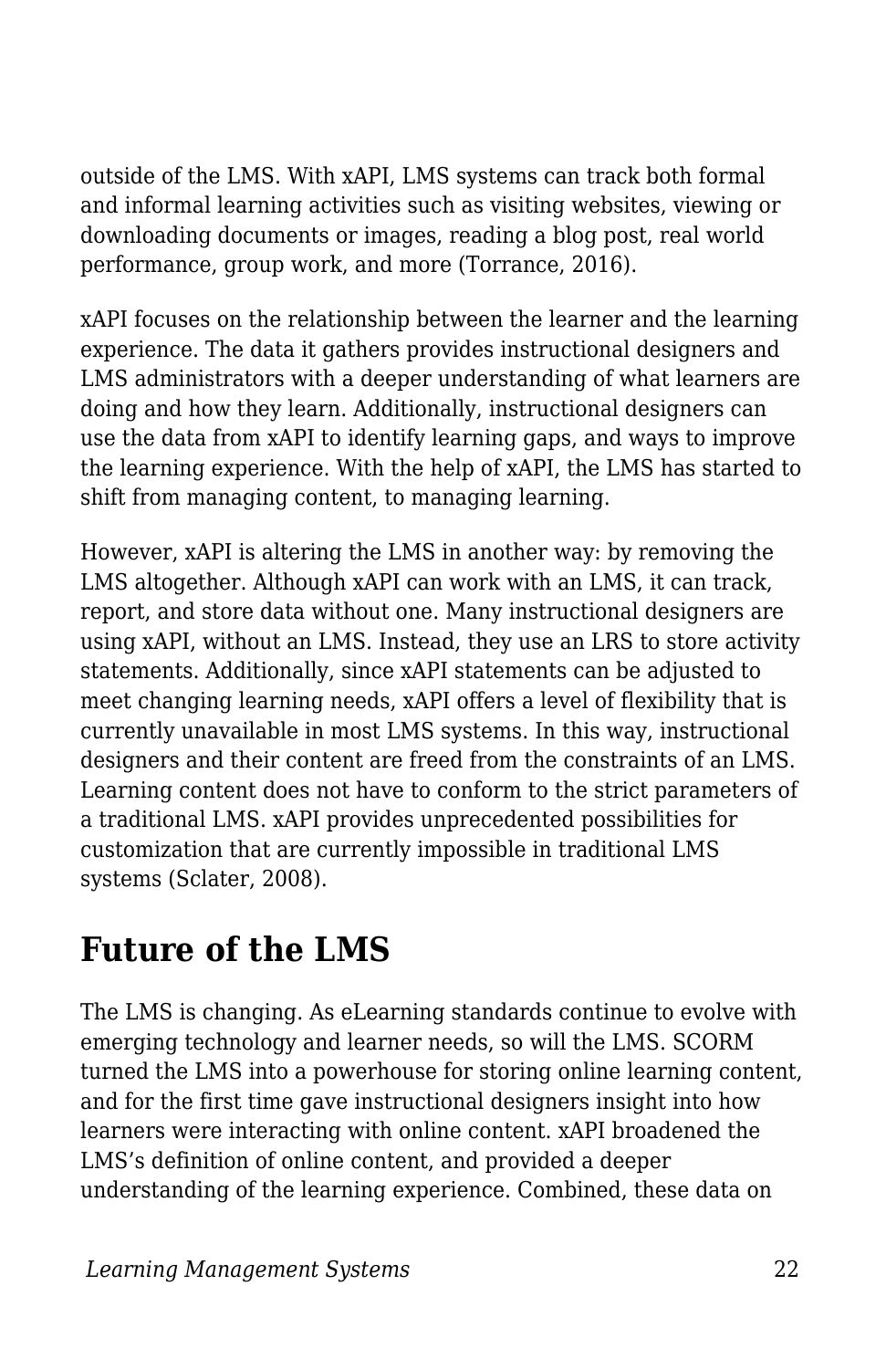outside of the LMS. With xAPI, LMS systems can track both formal and informal learning activities such as visiting websites, viewing or downloading documents or images, reading a blog post, real world performance, group work, and more (Torrance, 2016).

xAPI focuses on the relationship between the learner and the learning experience. The data it gathers provides instructional designers and LMS administrators with a deeper understanding of what learners are doing and how they learn. Additionally, instructional designers can use the data from xAPI to identify learning gaps, and ways to improve the learning experience. With the help of xAPI, the LMS has started to shift from managing content, to managing learning.

However, xAPI is altering the LMS in another way: by removing the LMS altogether. Although xAPI can work with an LMS, it can track, report, and store data without one. Many instructional designers are using xAPI, without an LMS. Instead, they use an LRS to store activity statements. Additionally, since xAPI statements can be adjusted to meet changing learning needs, xAPI offers a level of flexibility that is currently unavailable in most LMS systems. In this way, instructional designers and their content are freed from the constraints of an LMS. Learning content does not have to conform to the strict parameters of a traditional LMS. xAPI provides unprecedented possibilities for customization that are currently impossible in traditional LMS systems (Sclater, 2008).

## Future of the LMS

The LMS is changing. As eLearning standards continue to evolve with emerging technology and learner needs, so will the LMS. SCORM turned the LMS into a powerhouse for storing online learning content, and for the first time gave instructional designers insight into how learners were interacting with online content. xAPI broadened the LMS's definition of online content, and provided a deeper understanding of the learning experience. Combined, these data on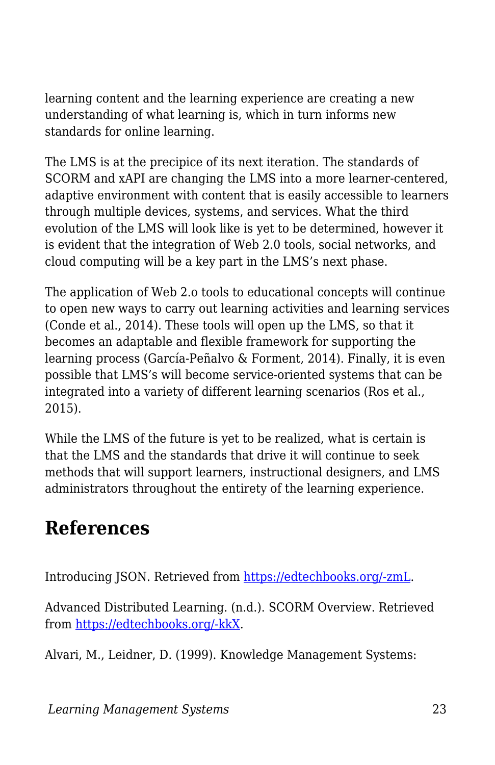learning content and the learning experience are creating a new understanding of what learning is, which in turn informs new standards for online learning.

The LMS is at the precipice of its next iteration. The standards of SCORM and xAPI are changing the LMS into a more learner-centered, adaptive environment with content that is easily accessible to learners through multiple devices, systems, and services. What the third evolution of the LMS will look like is yet to be determined, however it is evident that the integration of Web 2.0 tools, social networks, and cloud computing will be a key part in the LMS's next phase.

The application of Web 2.o tools to educational concepts will continue to open new ways to carry out learning activities and learning services (Conde et al., 2014). These tools will open up the LMS, so that it becomes an adaptable and flexible framework for supporting the learning process (García-Peñalvo & Forment, 2014). Finally, it is even possible that LMS's will become service-oriented systems that can be integrated into a variety of different learning scenarios (Ros et al., 2015).

While the LMS of the future is yet to be realized, what is certain is that the LMS and the standards that drive it will continue to seek methods that will support learners, instructional designers, and LMS administrators throughout the entirety of the learning experience.

## References

Introducing JSON. Retrieved from [https://edtechbooks.org/-zmL](https://edtechbooks.org/-zmL).

Advanced Distributed Learning. (n.d.). SCORM Overview. Retrieved from [https://edtechbooks.org/-kkX](https://edtechbooks.org/-kkX).

Alvari, M., Leidner, D. (1999). Knowledge Management Systems: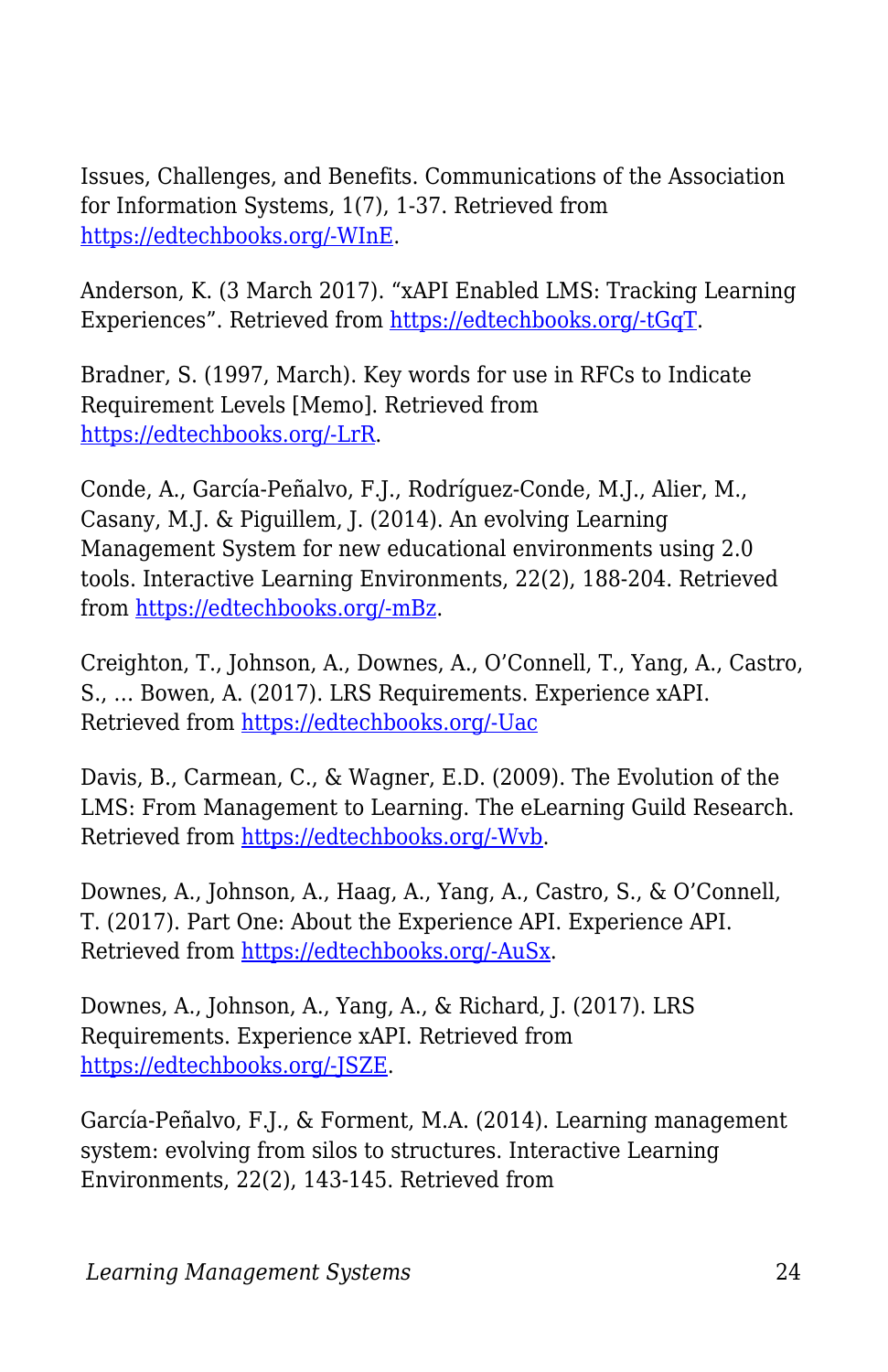Issues, Challenges, and Benefits. Communications of the Association for Information Systems, 1(7), 1-37. Retrieved from https://edtechbooks.org/-WInE.

Anderson, K. (3 March 2017). “xAPI Enabled LMS: Tracking Learning Experiences”. Retrieved from https://edtechbooks.org/-tGqT.

Bradner, S. (1997, March). Key words for use in RFCs to Indicate Requirement Levels [Memo]. Retrieved from https://edtechbooks.org/-LrR.

Conde, A., García-Peñalvo, F.J., Rodríguez-Conde, M.J., Alier, M., Casany, M.J. & Piguillem, J. (2014). An evolving Learning Management System for new educational environments using 2.0 tools. Interactive Learning Environments, 22(2), 188-204. Retrieved from https://edtechbooks.org/-mBz.

Creighton, T., Johnson, A., Downes, A., O’Connell, T., Yang, A., Castro, S., … Bowen, A. (2017). LRS Requirements. Experience xAPI. Retrieved from https://edtechbooks.org/-Uac

Davis, B., Carmean, C., & Wagner, E.D. (2009). The Evolution of the LMS: From Management to Learning. The eLearning Guild Research. Retrieved from https://edtechbooks.org/-Wvb.

Downes, A., Johnson, A., Haag, A., Yang, A., Castro, S., & O’Connell, T. (2017). Part One: About the Experience API. Experience API. Retrieved from https://edtechbooks.org/-AuSx.

Downes, A., Johnson, A., Yang, A., & Richard, J. (2017). LRS Requirements. Experience xAPI. Retrieved from https://edtechbooks.org/-JSZE.

García-Peñalvo, F.J., & Forment, M.A. (2014). Learning management system: evolving from silos to structures. Interactive Learning Environments, 22(2), 143-145. Retrieved from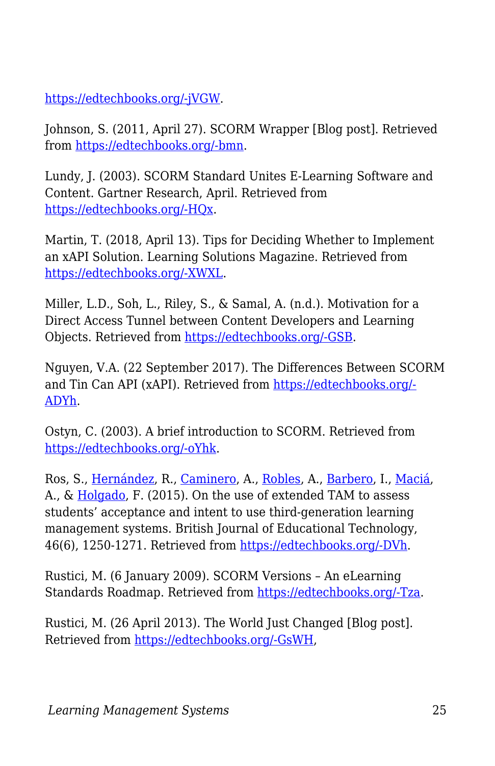https://edtechbooks.org/-jVGW.

Johnson, S. (2011, April 27). SCORM Wrapper [Blog post]. Retrieved from https://edtechbooks.org/-bmn.

Lundy, J. (2003). SCORM Standard Unites E-Learning Software and Content. Gartner Research, April. Retrieved from https://edtechbooks.org/-HQx.

Martin, T. (2018, April 13). Tips for Deciding Whether to Implement an xAPI Solution. Learning Solutions Magazine. Retrieved from https://edtechbooks.org/-XWXL.

Miller, L.D., Soh, L., Riley, S., & Samal, A. (n.d.). Motivation for a Direct Access Tunnel between Content Developers and Learning Objects. Retrieved from https://edtechbooks.org/-GSB.

Nguyen, V.A. (22 September 2017). The Differences Between SCORM and Tin Can API (xAPI). Retrieved from https://edtechbooks.org/-ADYh.

Ostyn, C. (2003). A brief introduction to SCORM. Retrieved from https://edtechbooks.org/-oYhk.

Ros, S., Hernández, R., Caminero, A., Robles, A., Barbero, I., Maciá, A., & Holgado, F. (2015). On the use of extended TAM to assess students' acceptance and intent to use third-generation learning management systems. British Journal of Educational Technology, 46(6), 1250-1271. Retrieved from https://edtechbooks.org/-DVh.

Rustici, M. (6 January 2009). SCORM Versions – An eLearning Standards Roadmap. Retrieved from https://edtechbooks.org/-Tza.

Rustici, M. (26 April 2013). The World Just Changed [Blog post]. Retrieved from https://edtechbooks.org/-GsWH,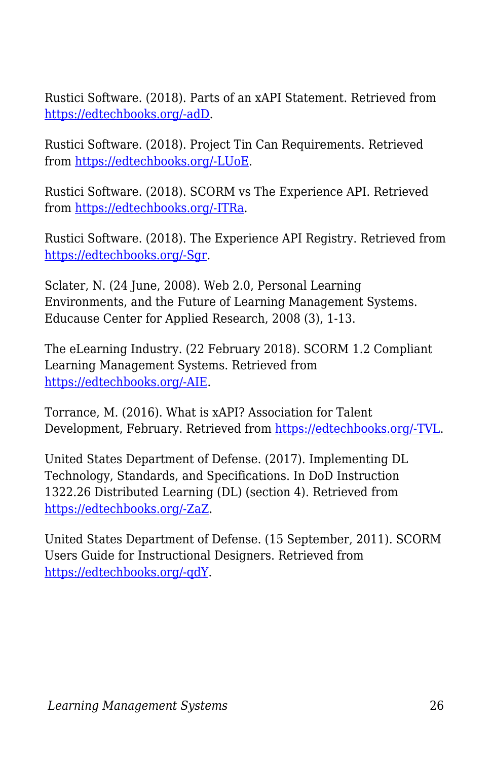Rustici Software. (2018). Parts of an xAPI Statement. Retrieved from [https://edtechbooks.org/-adD](https://edtechbooks.org/-adD).

Rustici Software. (2018). Project Tin Can Requirements. Retrieved from [https://edtechbooks.org/-LUoE](https://edtechbooks.org/-LUoE).

Rustici Software. (2018). SCORM vs The Experience API. Retrieved from [https://edtechbooks.org/-ITRa](https://edtechbooks.org/-ITRa).

Rustici Software. (2018). The Experience API Registry. Retrieved from [https://edtechbooks.org/-Sgr](https://edtechbooks.org/-Sgr).

Sclater, N. (24 June, 2008). Web 2.0, Personal Learning Environments, and the Future of Learning Management Systems. Educause Center for Applied Research, 2008 (3), 1-13.

The eLearning Industry. (22 February 2018). SCORM 1.2 Compliant Learning Management Systems. Retrieved from [https://edtechbooks.org/-AIE](https://edtechbooks.org/-AIE).

Torrance, M. (2016). What is xAPI? Association for Talent Development, February. Retrieved from [https://edtechbooks.org/-TVL](https://edtechbooks.org/-TVL).

United States Department of Defense. (2017). Implementing DL Technology, Standards, and Specifications. In DoD Instruction 1322.26 Distributed Learning (DL) (section 4). Retrieved from [https://edtechbooks.org/-ZaZ](https://edtechbooks.org/-ZaZ).

United States Department of Defense. (15 September, 2011). SCORM Users Guide for Instructional Designers. Retrieved from [https://edtechbooks.org/-qdY](https://edtechbooks.org/-qdY).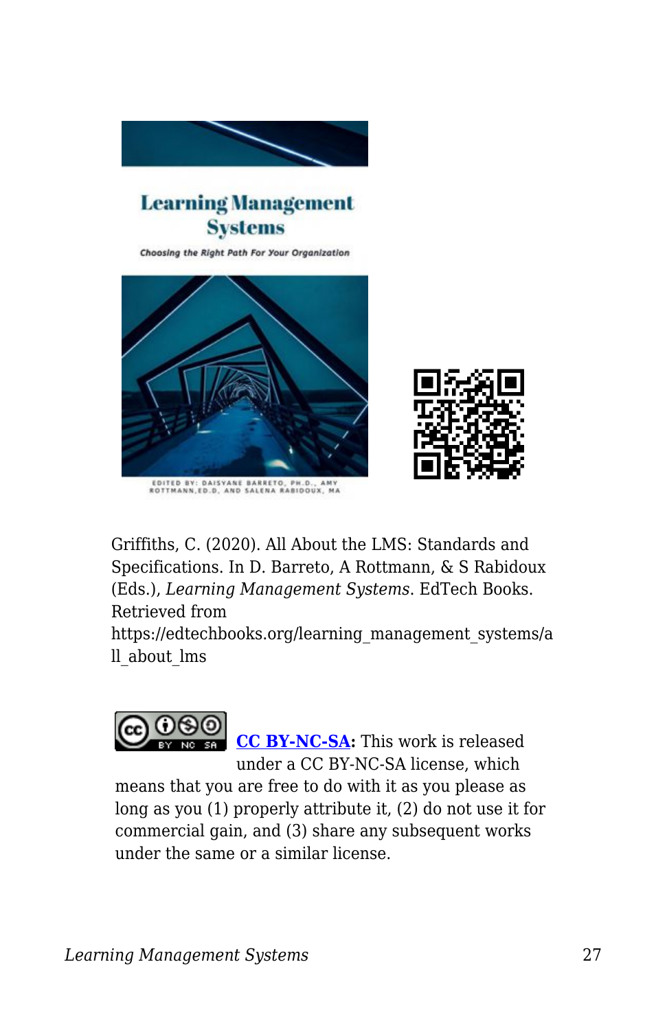Griffiths, C. (2020). All About the LMS: Standards and Specifications. In D. Barreto, A Rottmann, & S Rabidoux (Eds.), *Learning Management Systems*. EdTech Books. Retrieved from https://edtechbooks.org/learning_management_systems/all_about_lms

**CC BY-NC-SA:** This work is released under a CC BY-NC-SA license, which means that you are free to do with it as you please as long as you (1) properly attribute it, (2) do not use it for commercial gain, and (3) share any subsequent works under the same or a similar license.